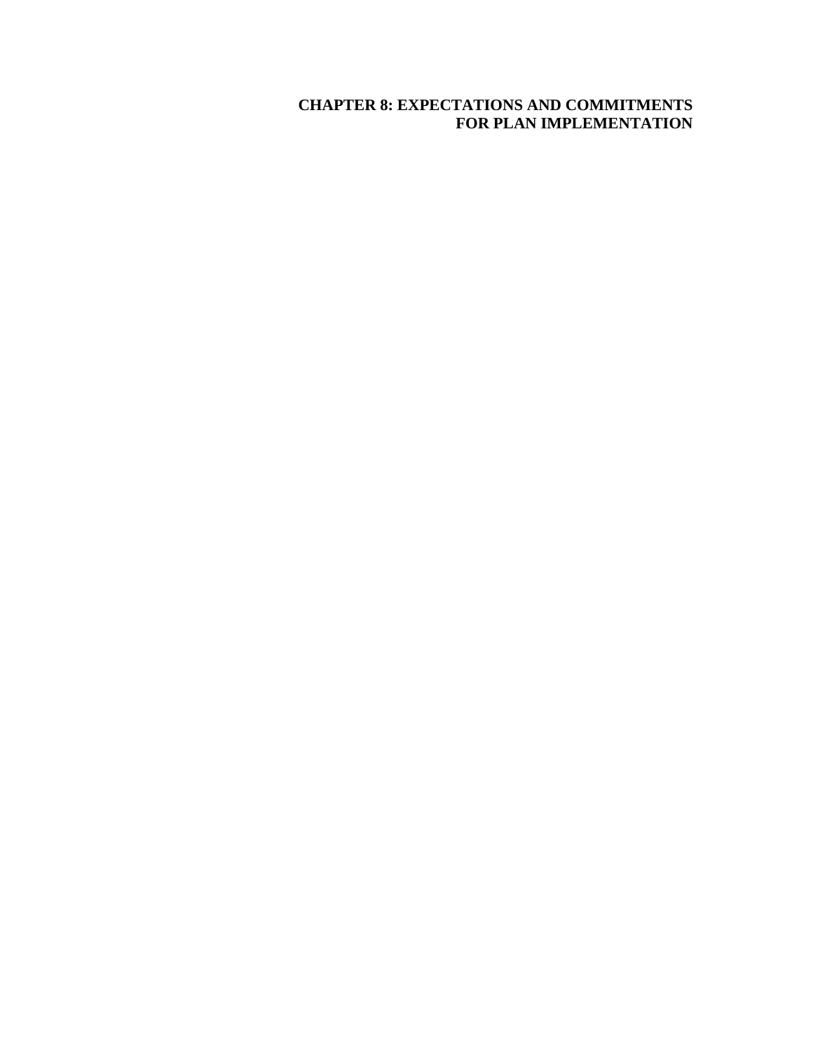# CHAPTER 8: EXPECTATIONS AND COMMITMENTS FOR PLAN IMPLEMENTATION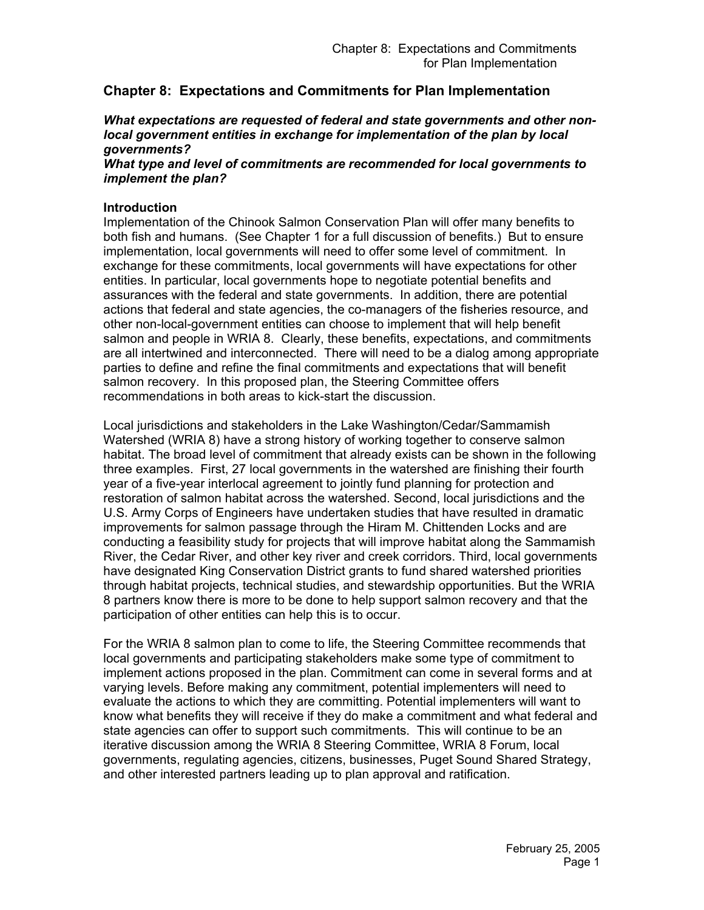## Chapter 8: Expectations and Commitments for Plan Implementation

***What expectations are requested of federal and state governments and other non-local government entities in exchange for implementation of the plan by local governments?***
***What type and level of commitments are recommended for local governments to implement the plan?***

### Introduction

Implementation of the Chinook Salmon Conservation Plan will offer many benefits to both fish and humans. (See Chapter 1 for a full discussion of benefits.) But to ensure implementation, local governments will need to offer some level of commitment. In exchange for these commitments, local governments will have expectations for other entities. In particular, local governments hope to negotiate potential benefits and assurances with the federal and state governments. In addition, there are potential actions that federal and state agencies, the co-managers of the fisheries resource, and other non-local-government entities can choose to implement that will help benefit salmon and people in WRIA 8. Clearly, these benefits, expectations, and commitments are all intertwined and interconnected. There will need to be a dialog among appropriate parties to define and refine the final commitments and expectations that will benefit salmon recovery. In this proposed plan, the Steering Committee offers recommendations in both areas to kick-start the discussion.

Local jurisdictions and stakeholders in the Lake Washington/Cedar/Sammamish Watershed (WRIA 8) have a strong history of working together to conserve salmon habitat. The broad level of commitment that already exists can be shown in the following three examples. First, 27 local governments in the watershed are finishing their fourth year of a five-year interlocal agreement to jointly fund planning for protection and restoration of salmon habitat across the watershed. Second, local jurisdictions and the U.S. Army Corps of Engineers have undertaken studies that have resulted in dramatic improvements for salmon passage through the Hiram M. Chittenden Locks and are conducting a feasibility study for projects that will improve habitat along the Sammamish River, the Cedar River, and other key river and creek corridors. Third, local governments have designated King Conservation District grants to fund shared watershed priorities through habitat projects, technical studies, and stewardship opportunities. But the WRIA 8 partners know there is more to be done to help support salmon recovery and that the participation of other entities can help this is to occur.

For the WRIA 8 salmon plan to come to life, the Steering Committee recommends that local governments and participating stakeholders make some type of commitment to implement actions proposed in the plan. Commitment can come in several forms and at varying levels. Before making any commitment, potential implementers will need to evaluate the actions to which they are committing. Potential implementers will want to know what benefits they will receive if they do make a commitment and what federal and state agencies can offer to support such commitments. This will continue to be an iterative discussion among the WRIA 8 Steering Committee, WRIA 8 Forum, local governments, regulating agencies, citizens, businesses, Puget Sound Shared Strategy, and other interested partners leading up to plan approval and ratification.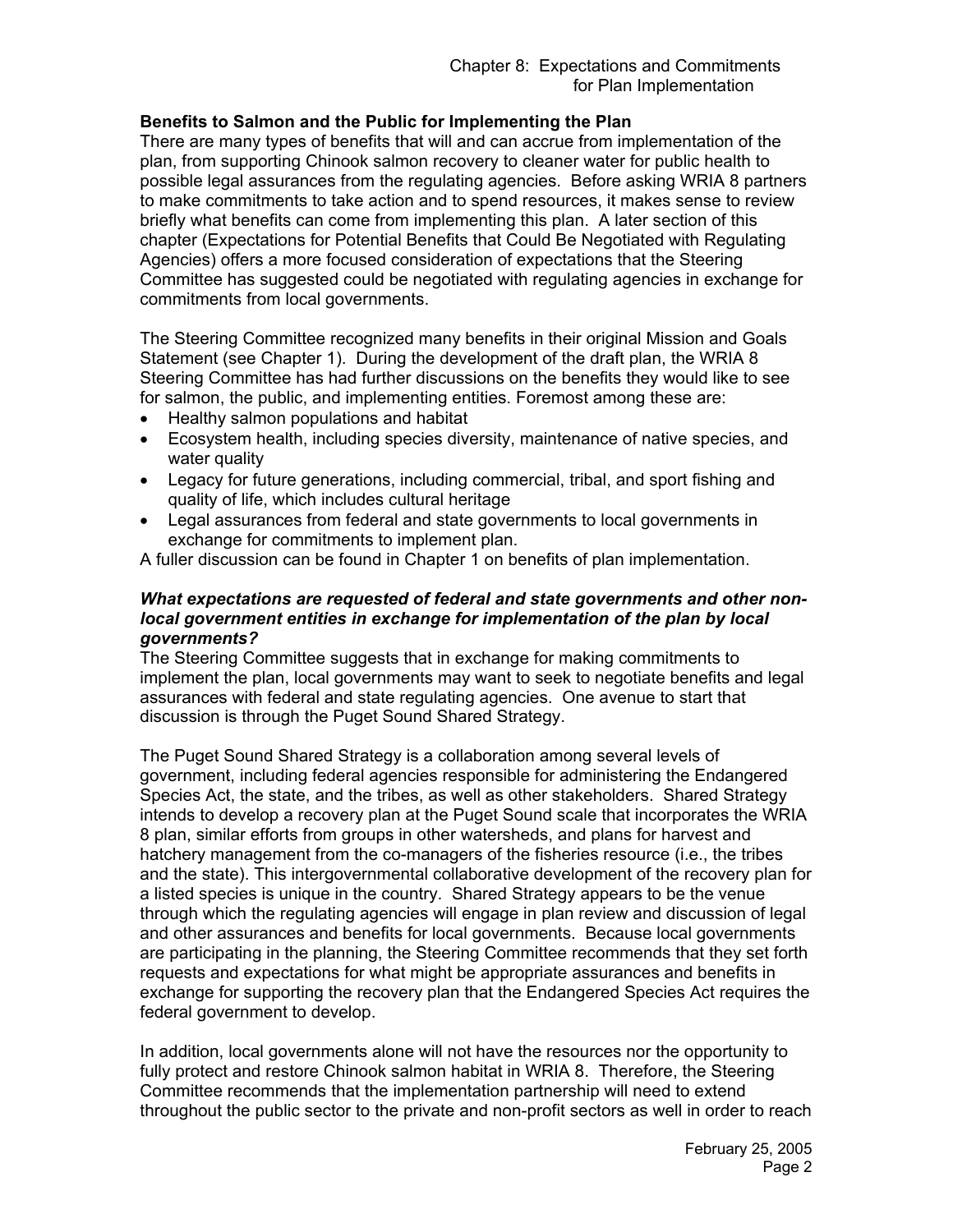**Benefits to Salmon and the Public for Implementing the Plan**

There are many types of benefits that will and can accrue from implementation of the plan, from supporting Chinook salmon recovery to cleaner water for public health to possible legal assurances from the regulating agencies. Before asking WRIA 8 partners to make commitments to take action and to spend resources, it makes sense to review briefly what benefits can come from implementing this plan. A later section of this chapter (Expectations for Potential Benefits that Could Be Negotiated with Regulating Agencies) offers a more focused consideration of expectations that the Steering Committee has suggested could be negotiated with regulating agencies in exchange for commitments from local governments.

The Steering Committee recognized many benefits in their original Mission and Goals Statement (see Chapter 1). During the development of the draft plan, the WRIA 8 Steering Committee has had further discussions on the benefits they would like to see for salmon, the public, and implementing entities. Foremost among these are:

- Healthy salmon populations and habitat
- Ecosystem health, including species diversity, maintenance of native species, and water quality
- Legacy for future generations, including commercial, tribal, and sport fishing and quality of life, which includes cultural heritage
- Legal assurances from federal and state governments to local governments in exchange for commitments to implement plan.

A fuller discussion can be found in Chapter 1 on benefits of plan implementation.

***What expectations are requested of federal and state governments and other non-local government entities in exchange for implementation of the plan by local governments?***

The Steering Committee suggests that in exchange for making commitments to implement the plan, local governments may want to seek to negotiate benefits and legal assurances with federal and state regulating agencies. One avenue to start that discussion is through the Puget Sound Shared Strategy.

The Puget Sound Shared Strategy is a collaboration among several levels of government, including federal agencies responsible for administering the Endangered Species Act, the state, and the tribes, as well as other stakeholders. Shared Strategy intends to develop a recovery plan at the Puget Sound scale that incorporates the WRIA 8 plan, similar efforts from groups in other watersheds, and plans for harvest and hatchery management from the co-managers of the fisheries resource (i.e., the tribes and the state). This intergovernmental collaborative development of the recovery plan for a listed species is unique in the country. Shared Strategy appears to be the venue through which the regulating agencies will engage in plan review and discussion of legal and other assurances and benefits for local governments. Because local governments are participating in the planning, the Steering Committee recommends that they set forth requests and expectations for what might be appropriate assurances and benefits in exchange for supporting the recovery plan that the Endangered Species Act requires the federal government to develop.

In addition, local governments alone will not have the resources nor the opportunity to fully protect and restore Chinook salmon habitat in WRIA 8. Therefore, the Steering Committee recommends that the implementation partnership will need to extend throughout the public sector to the private and non-profit sectors as well in order to reach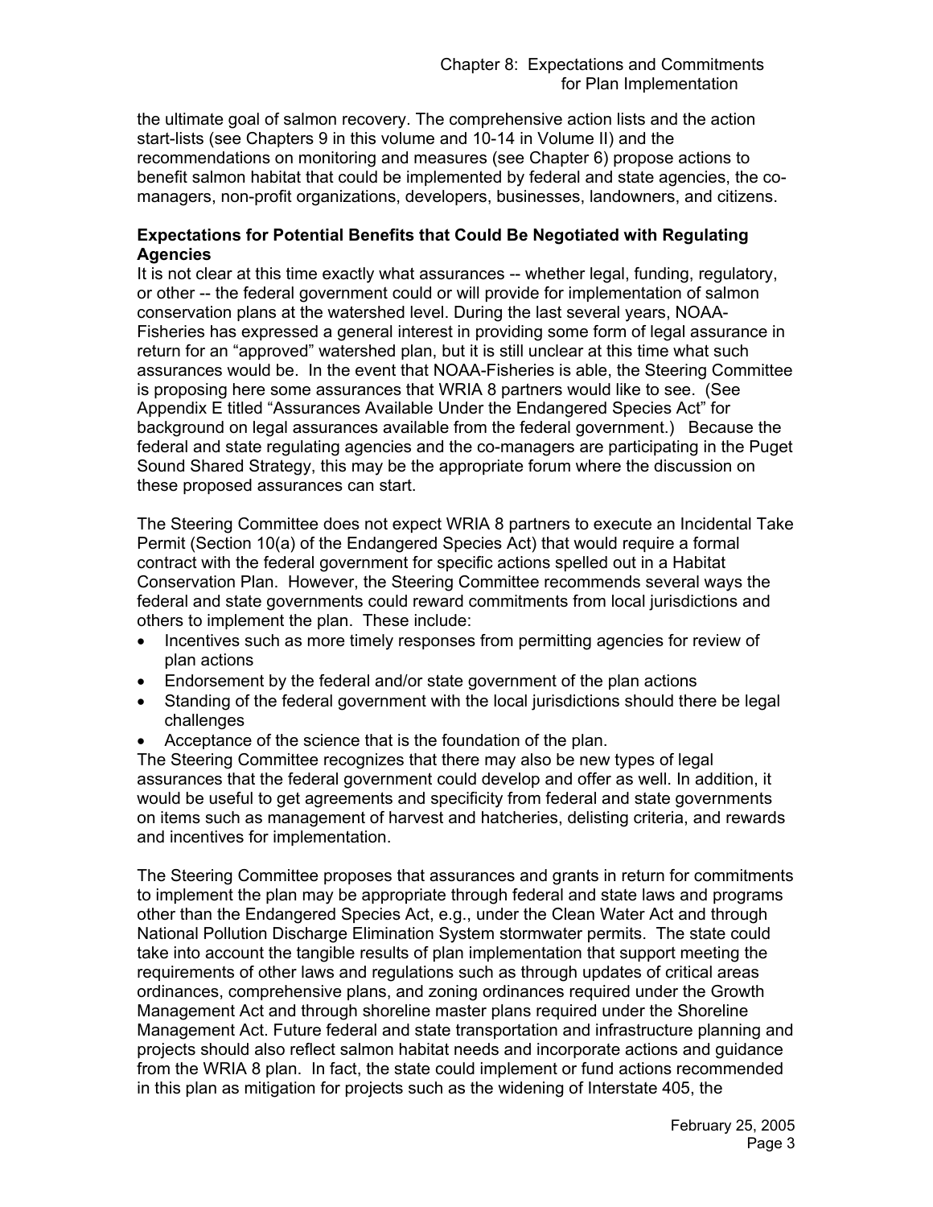the ultimate goal of salmon recovery. The comprehensive action lists and the action start-lists (see Chapters 9 in this volume and 10-14 in Volume II) and the recommendations on monitoring and measures (see Chapter 6) propose actions to benefit salmon habitat that could be implemented by federal and state agencies, the co-managers, non-profit organizations, developers, businesses, landowners, and citizens.

**Expectations for Potential Benefits that Could Be Negotiated with Regulating Agencies**

It is not clear at this time exactly what assurances -- whether legal, funding, regulatory, or other -- the federal government could or will provide for implementation of salmon conservation plans at the watershed level. During the last several years, NOAA-Fisheries has expressed a general interest in providing some form of legal assurance in return for an "approved" watershed plan, but it is still unclear at this time what such assurances would be. In the event that NOAA-Fisheries is able, the Steering Committee is proposing here some assurances that WRIA 8 partners would like to see. (See Appendix E titled "Assurances Available Under the Endangered Species Act" for background on legal assurances available from the federal government.) Because the federal and state regulating agencies and the co-managers are participating in the Puget Sound Shared Strategy, this may be the appropriate forum where the discussion on these proposed assurances can start.

The Steering Committee does not expect WRIA 8 partners to execute an Incidental Take Permit (Section 10(a) of the Endangered Species Act) that would require a formal contract with the federal government for specific actions spelled out in a Habitat Conservation Plan. However, the Steering Committee recommends several ways the federal and state governments could reward commitments from local jurisdictions and others to implement the plan. These include:

- Incentives such as more timely responses from permitting agencies for review of plan actions
- Endorsement by the federal and/or state government of the plan actions
- Standing of the federal government with the local jurisdictions should there be legal challenges
- Acceptance of the science that is the foundation of the plan.

The Steering Committee recognizes that there may also be new types of legal assurances that the federal government could develop and offer as well. In addition, it would be useful to get agreements and specificity from federal and state governments on items such as management of harvest and hatcheries, delisting criteria, and rewards and incentives for implementation.

The Steering Committee proposes that assurances and grants in return for commitments to implement the plan may be appropriate through federal and state laws and programs other than the Endangered Species Act, e.g., under the Clean Water Act and through National Pollution Discharge Elimination System stormwater permits. The state could take into account the tangible results of plan implementation that support meeting the requirements of other laws and regulations such as through updates of critical areas ordinances, comprehensive plans, and zoning ordinances required under the Growth Management Act and through shoreline master plans required under the Shoreline Management Act. Future federal and state transportation and infrastructure planning and projects should also reflect salmon habitat needs and incorporate actions and guidance from the WRIA 8 plan. In fact, the state could implement or fund actions recommended in this plan as mitigation for projects such as the widening of Interstate 405, the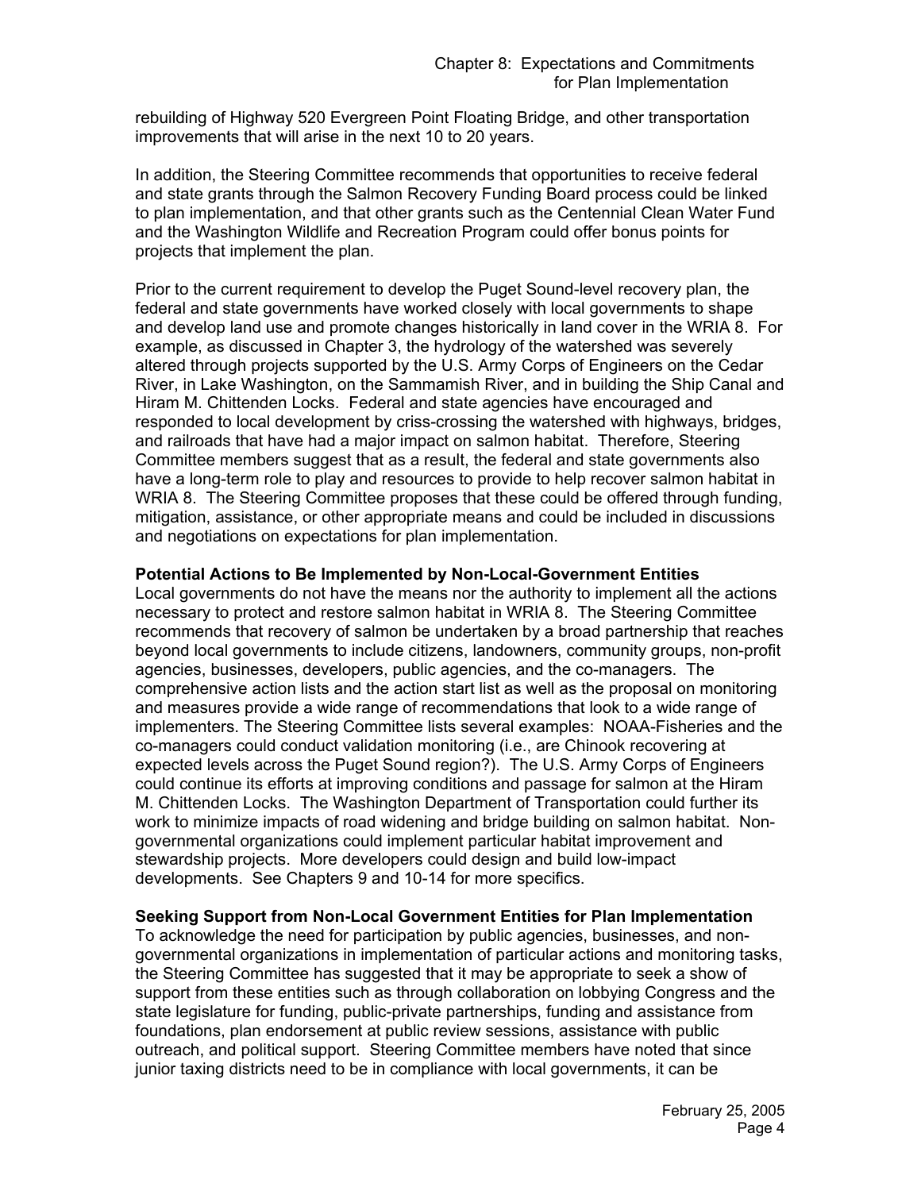rebuilding of Highway 520 Evergreen Point Floating Bridge, and other transportation improvements that will arise in the next 10 to 20 years.

In addition, the Steering Committee recommends that opportunities to receive federal and state grants through the Salmon Recovery Funding Board process could be linked to plan implementation, and that other grants such as the Centennial Clean Water Fund and the Washington Wildlife and Recreation Program could offer bonus points for projects that implement the plan.

Prior to the current requirement to develop the Puget Sound-level recovery plan, the federal and state governments have worked closely with local governments to shape and develop land use and promote changes historically in land cover in the WRIA 8. For example, as discussed in Chapter 3, the hydrology of the watershed was severely altered through projects supported by the U.S. Army Corps of Engineers on the Cedar River, in Lake Washington, on the Sammamish River, and in building the Ship Canal and Hiram M. Chittenden Locks. Federal and state agencies have encouraged and responded to local development by criss-crossing the watershed with highways, bridges, and railroads that have had a major impact on salmon habitat. Therefore, Steering Committee members suggest that as a result, the federal and state governments also have a long-term role to play and resources to provide to help recover salmon habitat in WRIA 8. The Steering Committee proposes that these could be offered through funding, mitigation, assistance, or other appropriate means and could be included in discussions and negotiations on expectations for plan implementation.

**Potential Actions to Be Implemented by Non-Local-Government Entities**

Local governments do not have the means nor the authority to implement all the actions necessary to protect and restore salmon habitat in WRIA 8. The Steering Committee recommends that recovery of salmon be undertaken by a broad partnership that reaches beyond local governments to include citizens, landowners, community groups, non-profit agencies, businesses, developers, public agencies, and the co-managers. The comprehensive action lists and the action start list as well as the proposal on monitoring and measures provide a wide range of recommendations that look to a wide range of implementers. The Steering Committee lists several examples: NOAA-Fisheries and the co-managers could conduct validation monitoring (i.e., are Chinook recovering at expected levels across the Puget Sound region?). The U.S. Army Corps of Engineers could continue its efforts at improving conditions and passage for salmon at the Hiram M. Chittenden Locks. The Washington Department of Transportation could further its work to minimize impacts of road widening and bridge building on salmon habitat. Non-governmental organizations could implement particular habitat improvement and stewardship projects. More developers could design and build low-impact developments. See Chapters 9 and 10-14 for more specifics.

**Seeking Support from Non-Local Government Entities for Plan Implementation**

To acknowledge the need for participation by public agencies, businesses, and non-governmental organizations in implementation of particular actions and monitoring tasks, the Steering Committee has suggested that it may be appropriate to seek a show of support from these entities such as through collaboration on lobbying Congress and the state legislature for funding, public-private partnerships, funding and assistance from foundations, plan endorsement at public review sessions, assistance with public outreach, and political support. Steering Committee members have noted that since junior taxing districts need to be in compliance with local governments, it can be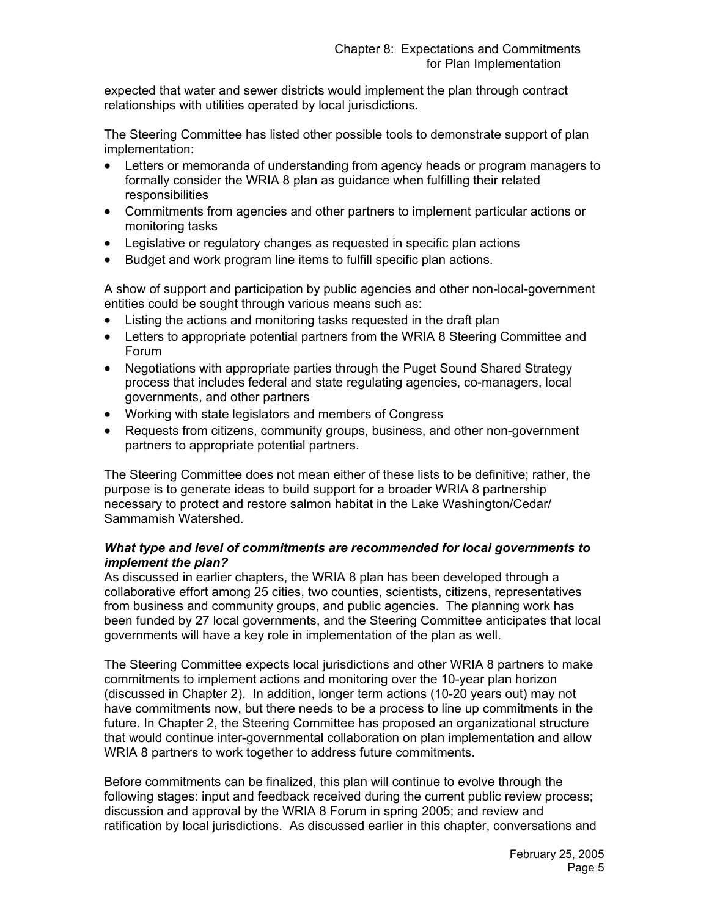expected that water and sewer districts would implement the plan through contract relationships with utilities operated by local jurisdictions.

The Steering Committee has listed other possible tools to demonstrate support of plan implementation:

- Letters or memoranda of understanding from agency heads or program managers to formally consider the WRIA 8 plan as guidance when fulfilling their related responsibilities
- Commitments from agencies and other partners to implement particular actions or monitoring tasks
- Legislative or regulatory changes as requested in specific plan actions
- Budget and work program line items to fulfill specific plan actions.

A show of support and participation by public agencies and other non-local-government entities could be sought through various means such as:

- Listing the actions and monitoring tasks requested in the draft plan
- Letters to appropriate potential partners from the WRIA 8 Steering Committee and Forum
- Negotiations with appropriate parties through the Puget Sound Shared Strategy process that includes federal and state regulating agencies, co-managers, local governments, and other partners
- Working with state legislators and members of Congress
- Requests from citizens, community groups, business, and other non-government partners to appropriate potential partners.

The Steering Committee does not mean either of these lists to be definitive; rather, the purpose is to generate ideas to build support for a broader WRIA 8 partnership necessary to protect and restore salmon habitat in the Lake Washington/Cedar/Sammamish Watershed.

***What type and level of commitments are recommended for local governments to implement the plan?***

As discussed in earlier chapters, the WRIA 8 plan has been developed through a collaborative effort among 25 cities, two counties, scientists, citizens, representatives from business and community groups, and public agencies. The planning work has been funded by 27 local governments, and the Steering Committee anticipates that local governments will have a key role in implementation of the plan as well.

The Steering Committee expects local jurisdictions and other WRIA 8 partners to make commitments to implement actions and monitoring over the 10-year plan horizon (discussed in Chapter 2). In addition, longer term actions (10-20 years out) may not have commitments now, but there needs to be a process to line up commitments in the future. In Chapter 2, the Steering Committee has proposed an organizational structure that would continue inter-governmental collaboration on plan implementation and allow WRIA 8 partners to work together to address future commitments.

Before commitments can be finalized, this plan will continue to evolve through the following stages: input and feedback received during the current public review process; discussion and approval by the WRIA 8 Forum in spring 2005; and review and ratification by local jurisdictions. As discussed earlier in this chapter, conversations and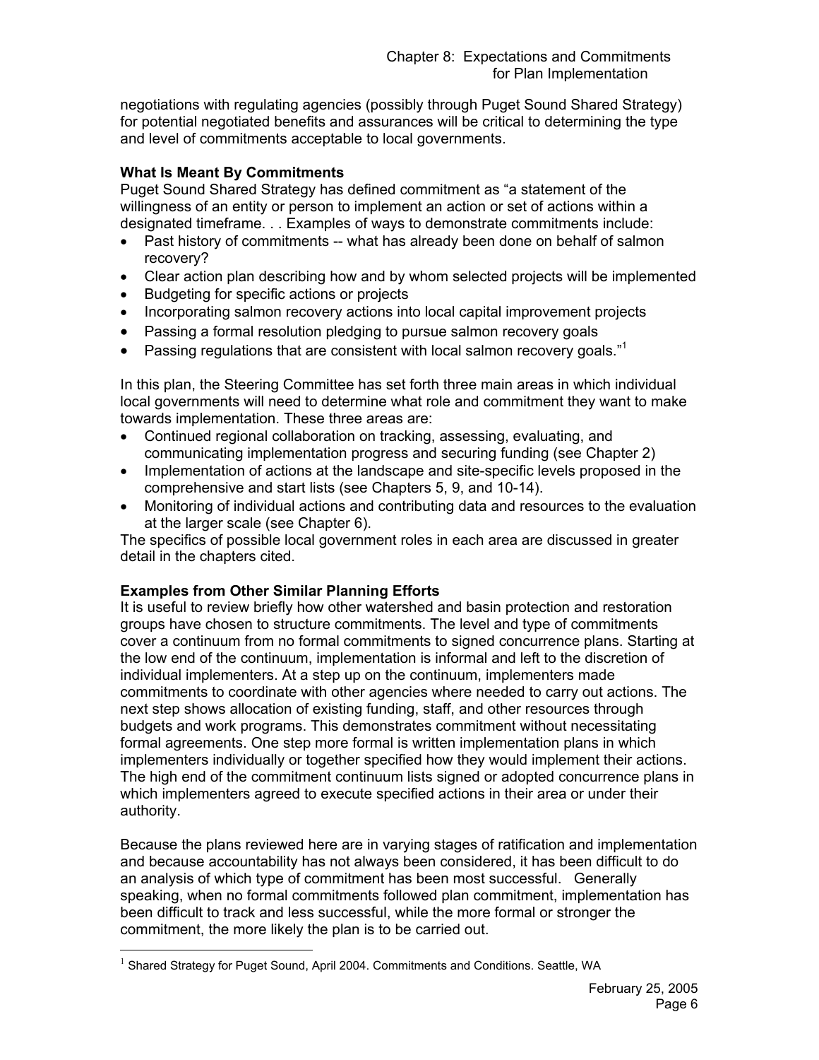negotiations with regulating agencies (possibly through Puget Sound Shared Strategy) for potential negotiated benefits and assurances will be critical to determining the type and level of commitments acceptable to local governments.

**What Is Meant By Commitments**

Puget Sound Shared Strategy has defined commitment as "a statement of the willingness of an entity or person to implement an action or set of actions within a designated timeframe. . . Examples of ways to demonstrate commitments include:

- Past history of commitments -- what has already been done on behalf of salmon recovery?
- Clear action plan describing how and by whom selected projects will be implemented
- Budgeting for specific actions or projects
- Incorporating salmon recovery actions into local capital improvement projects
- Passing a formal resolution pledging to pursue salmon recovery goals
- Passing regulations that are consistent with local salmon recovery goals."[1]

In this plan, the Steering Committee has set forth three main areas in which individual local governments will need to determine what role and commitment they want to make towards implementation. These three areas are:

- Continued regional collaboration on tracking, assessing, evaluating, and communicating implementation progress and securing funding (see Chapter 2)
- Implementation of actions at the landscape and site-specific levels proposed in the comprehensive and start lists (see Chapters 5, 9, and 10-14).
- Monitoring of individual actions and contributing data and resources to the evaluation at the larger scale (see Chapter 6).

The specifics of possible local government roles in each area are discussed in greater detail in the chapters cited.

**Examples from Other Similar Planning Efforts**

It is useful to review briefly how other watershed and basin protection and restoration groups have chosen to structure commitments. The level and type of commitments cover a continuum from no formal commitments to signed concurrence plans. Starting at the low end of the continuum, implementation is informal and left to the discretion of individual implementers. At a step up on the continuum, implementers made commitments to coordinate with other agencies where needed to carry out actions. The next step shows allocation of existing funding, staff, and other resources through budgets and work programs. This demonstrates commitment without necessitating formal agreements. One step more formal is written implementation plans in which implementers individually or together specified how they would implement their actions. The high end of the commitment continuum lists signed or adopted concurrence plans in which implementers agreed to execute specified actions in their area or under their authority.

Because the plans reviewed here are in varying stages of ratification and implementation and because accountability has not always been considered, it has been difficult to do an analysis of which type of commitment has been most successful. Generally speaking, when no formal commitments followed plan commitment, implementation has been difficult to track and less successful, while the more formal or stronger the commitment, the more likely the plan is to be carried out.

[1] Shared Strategy for Puget Sound, April 2004. Commitments and Conditions. Seattle, WA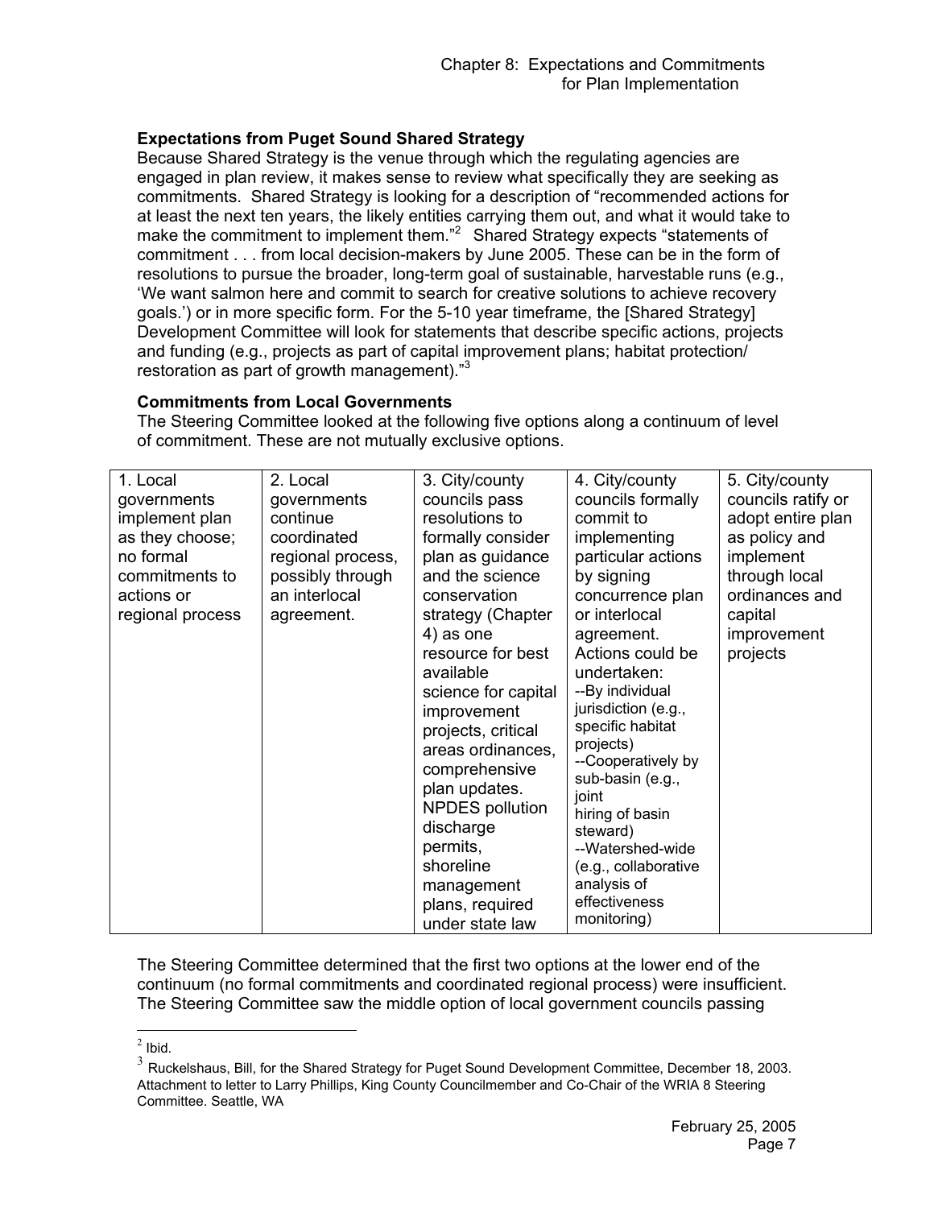### Expectations from Puget Sound Shared Strategy

Because Shared Strategy is the venue through which the regulating agencies are engaged in plan review, it makes sense to review what specifically they are seeking as commitments. Shared Strategy is looking for a description of "recommended actions for at least the next ten years, the likely entities carrying them out, and what it would take to make the commitment to implement them."[2] Shared Strategy expects "statements of commitment . . . from local decision-makers by June 2005. These can be in the form of resolutions to pursue the broader, long-term goal of sustainable, harvestable runs (e.g., 'We want salmon here and commit to search for creative solutions to achieve recovery goals.') or in more specific form. For the 5-10 year timeframe, the [Shared Strategy] Development Committee will look for statements that describe specific actions, projects and funding (e.g., projects as part of capital improvement plans; habitat protection/ restoration as part of growth management)."[3]

### Commitments from Local Governments

The Steering Committee looked at the following five options along a continuum of level of commitment. These are not mutually exclusive options.

| 1. Local governments implement plan as they choose; no formal commitments to actions or regional process | 2. Local governments continue coordinated regional process, possibly through an interlocal agreement. | 3. City/county councils pass resolutions to formally consider plan as guidance and the science conservation strategy (Chapter 4) as one resource for best available science for capital improvement projects, critical areas ordinances, comprehensive plan updates. NPDES pollution discharge permits, shoreline management plans, required under state law | 4. City/county councils formally commit to implementing particular actions by signing concurrence plan or interlocal agreement. Actions could be undertaken: --By individual jurisdiction (e.g., specific habitat projects) --Cooperatively by sub-basin (e.g., joint hiring of basin steward) --Watershed-wide (e.g., collaborative analysis of effectiveness monitoring) | 5. City/county councils ratify or adopt entire plan as policy and implement through local ordinances and capital improvement projects |
|---|---|---|---|---|

The Steering Committee determined that the first two options at the lower end of the continuum (no formal commitments and coordinated regional process) were insufficient. The Steering Committee saw the middle option of local government councils passing

[2] Ibid.

[3] Ruckelshaus, Bill, for the Shared Strategy for Puget Sound Development Committee, December 18, 2003. Attachment to letter to Larry Phillips, King County Councilmember and Co-Chair of the WRIA 8 Steering Committee. Seattle, WA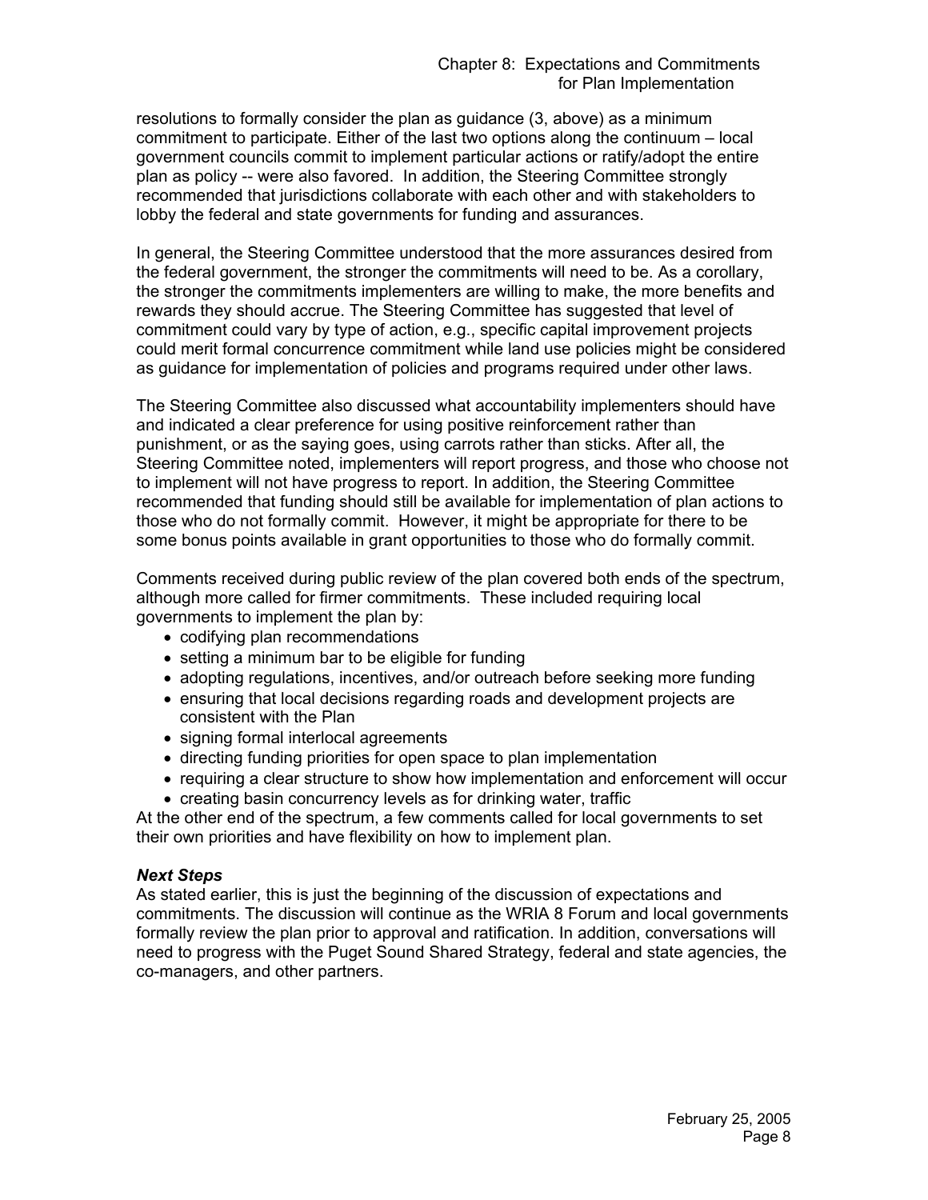resolutions to formally consider the plan as guidance (3, above) as a minimum commitment to participate. Either of the last two options along the continuum – local government councils commit to implement particular actions or ratify/adopt the entire plan as policy -- were also favored. In addition, the Steering Committee strongly recommended that jurisdictions collaborate with each other and with stakeholders to lobby the federal and state governments for funding and assurances.

In general, the Steering Committee understood that the more assurances desired from the federal government, the stronger the commitments will need to be. As a corollary, the stronger the commitments implementers are willing to make, the more benefits and rewards they should accrue. The Steering Committee has suggested that level of commitment could vary by type of action, e.g., specific capital improvement projects could merit formal concurrence commitment while land use policies might be considered as guidance for implementation of policies and programs required under other laws.

The Steering Committee also discussed what accountability implementers should have and indicated a clear preference for using positive reinforcement rather than punishment, or as the saying goes, using carrots rather than sticks. After all, the Steering Committee noted, implementers will report progress, and those who choose not to implement will not have progress to report. In addition, the Steering Committee recommended that funding should still be available for implementation of plan actions to those who do not formally commit. However, it might be appropriate for there to be some bonus points available in grant opportunities to those who do formally commit.

Comments received during public review of the plan covered both ends of the spectrum, although more called for firmer commitments. These included requiring local governments to implement the plan by:

- codifying plan recommendations
- setting a minimum bar to be eligible for funding
- adopting regulations, incentives, and/or outreach before seeking more funding
- ensuring that local decisions regarding roads and development projects are consistent with the Plan
- signing formal interlocal agreements
- directing funding priorities for open space to plan implementation
- requiring a clear structure to show how implementation and enforcement will occur
- creating basin concurrency levels as for drinking water, traffic

At the other end of the spectrum, a few comments called for local governments to set their own priorities and have flexibility on how to implement plan.

***Next Steps***

As stated earlier, this is just the beginning of the discussion of expectations and commitments. The discussion will continue as the WRIA 8 Forum and local governments formally review the plan prior to approval and ratification. In addition, conversations will need to progress with the Puget Sound Shared Strategy, federal and state agencies, the co-managers, and other partners.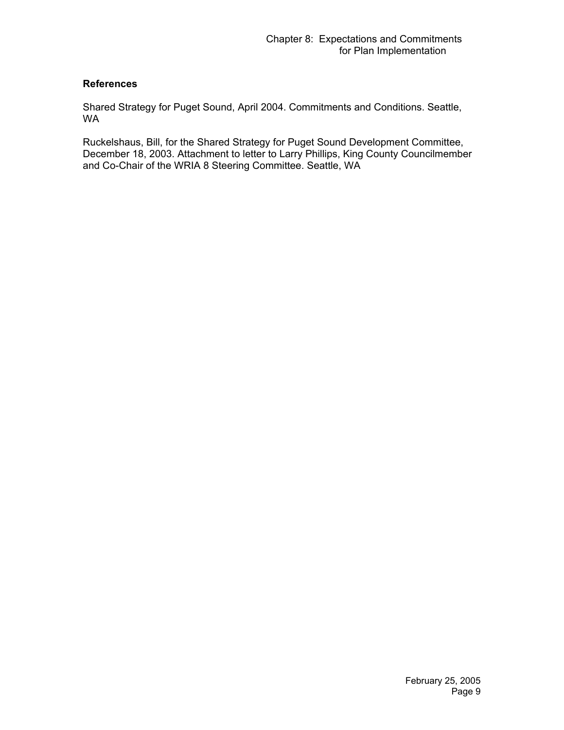## References

Shared Strategy for Puget Sound, April 2004. Commitments and Conditions. Seattle, WA

Ruckelshaus, Bill, for the Shared Strategy for Puget Sound Development Committee, December 18, 2003. Attachment to letter to Larry Phillips, King County Councilmember and Co-Chair of the WRIA 8 Steering Committee. Seattle, WA